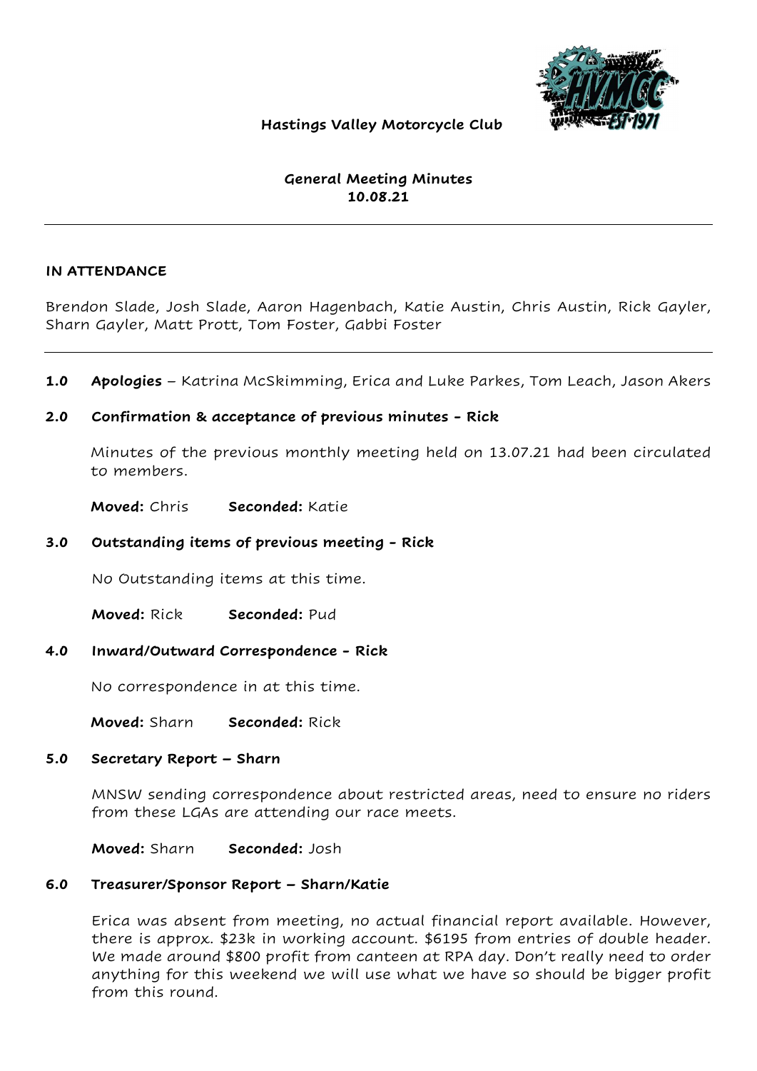**Hastings Valley Motorcycle Club**

**General Meeting Minutes**
**10.08.21**

---

**IN ATTENDANCE**

Brendon Slade, Josh Slade, Aaron Hagenbach, Katie Austin, Chris Austin, Rick Gayler, Sharn Gayler, Matt Prott, Tom Foster, Gabbi Foster

---

**1.0 Apologies** – Katrina McSkimming, Erica and Luke Parkes, Tom Leach, Jason Akers

**2.0 Confirmation & acceptance of previous minutes - Rick**

Minutes of the previous monthly meeting held on 13.07.21 had been circulated to members.

**Moved:** Chris **Seconded:** Katie

**3.0 Outstanding items of previous meeting - Rick**

No Outstanding items at this time.

**Moved:** Rick **Seconded:** Pud

**4.0 Inward/Outward Correspondence - Rick**

No correspondence in at this time.

**Moved:** Sharn **Seconded:** Rick

**5.0 Secretary Report – Sharn**

MNSW sending correspondence about restricted areas, need to ensure no riders from these LGAs are attending our race meets.

**Moved:** Sharn **Seconded:** Josh

**6.0 Treasurer/Sponsor Report – Sharn/Katie**

Erica was absent from meeting, no actual financial report available. However, there is approx. $23k in working account. $6195 from entries of double header. We made around $800 profit from canteen at RPA day. Don't really need to order anything for this weekend we will use what we have so should be bigger profit from this round.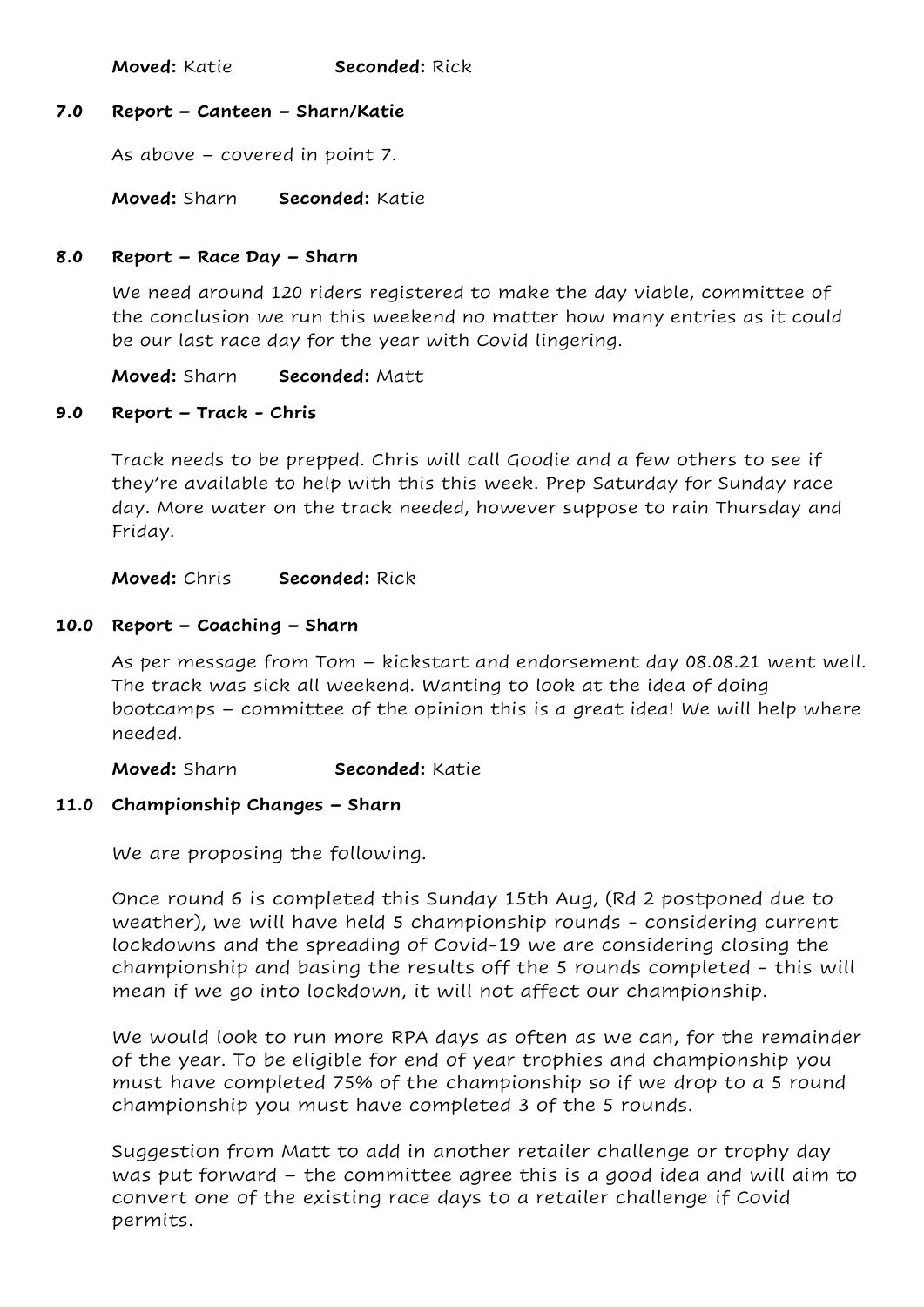**Moved:** Katie **Seconded:** Rick

### 7.0 Report – Canteen – Sharn/Katie

As above – covered in point 7.

**Moved:** Sharn **Seconded:** Katie

### 8.0 Report – Race Day – Sharn

We need around 120 riders registered to make the day viable, committee of the conclusion we run this weekend no matter how many entries as it could be our last race day for the year with Covid lingering.

**Moved:** Sharn **Seconded:** Matt

### 9.0 Report – Track - Chris

Track needs to be prepped. Chris will call Goodie and a few others to see if they're available to help with this this week. Prep Saturday for Sunday race day. More water on the track needed, however suppose to rain Thursday and Friday.

**Moved:** Chris **Seconded:** Rick

### 10.0 Report – Coaching – Sharn

As per message from Tom – kickstart and endorsement day 08.08.21 went well. The track was sick all weekend. Wanting to look at the idea of doing bootcamps – committee of the opinion this is a great idea! We will help where needed.

**Moved:** Sharn **Seconded:** Katie

### 11.0 Championship Changes – Sharn

We are proposing the following.

Once round 6 is completed this Sunday 15th Aug, (Rd 2 postponed due to weather), we will have held 5 championship rounds - considering current lockdowns and the spreading of Covid-19 we are considering closing the championship and basing the results off the 5 rounds completed - this will mean if we go into lockdown, it will not affect our championship.

We would look to run more RPA days as often as we can, for the remainder of the year. To be eligible for end of year trophies and championship you must have completed 75% of the championship so if we drop to a 5 round championship you must have completed 3 of the 5 rounds.

Suggestion from Matt to add in another retailer challenge or trophy day was put forward – the committee agree this is a good idea and will aim to convert one of the existing race days to a retailer challenge if Covid permits.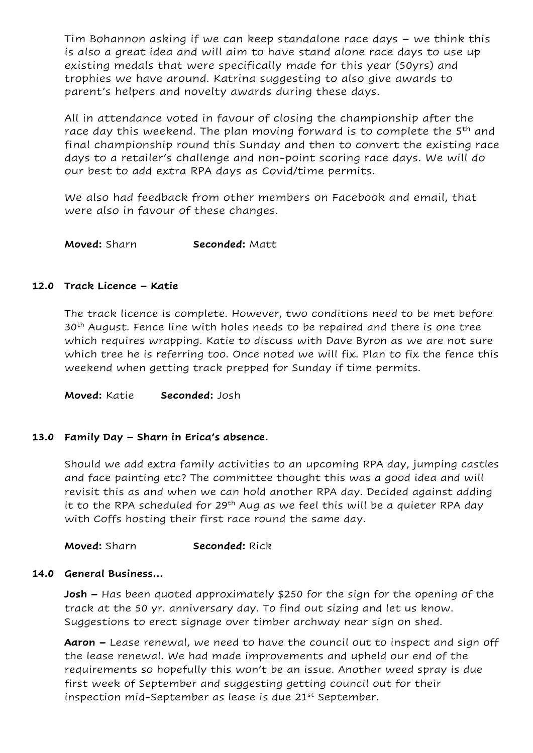Tim Bohannon asking if we can keep standalone race days – we think this is also a great idea and will aim to have stand alone race days to use up existing medals that were specifically made for this year (50yrs) and trophies we have around. Katrina suggesting to also give awards to parent's helpers and novelty awards during these days.

All in attendance voted in favour of closing the championship after the race day this weekend. The plan moving forward is to complete the 5th and final championship round this Sunday and then to convert the existing race days to a retailer's challenge and non-point scoring race days. We will do our best to add extra RPA days as Covid/time permits.

We also had feedback from other members on Facebook and email, that were also in favour of these changes.

**Moved:** Sharn **Seconded:** Matt

## 12.0 Track Licence – Katie

The track licence is complete. However, two conditions need to be met before 30th August. Fence line with holes needs to be repaired and there is one tree which requires wrapping. Katie to discuss with Dave Byron as we are not sure which tree he is referring too. Once noted we will fix. Plan to fix the fence this weekend when getting track prepped for Sunday if time permits.

**Moved:** Katie **Seconded:** Josh

## 13.0 Family Day – Sharn in Erica's absence.

Should we add extra family activities to an upcoming RPA day, jumping castles and face painting etc? The committee thought this was a good idea and will revisit this as and when we can hold another RPA day. Decided against adding it to the RPA scheduled for 29th Aug as we feel this will be a quieter RPA day with Coffs hosting their first race round the same day.

**Moved:** Sharn **Seconded:** Rick

## 14.0 General Business…

**Josh –** Has been quoted approximately $250 for the sign for the opening of the track at the 50 yr. anniversary day. To find out sizing and let us know. Suggestions to erect signage over timber archway near sign on shed.

**Aaron –** Lease renewal, we need to have the council out to inspect and sign off the lease renewal. We had made improvements and upheld our end of the requirements so hopefully this won't be an issue. Another weed spray is due first week of September and suggesting getting council out for their inspection mid-September as lease is due 21st September.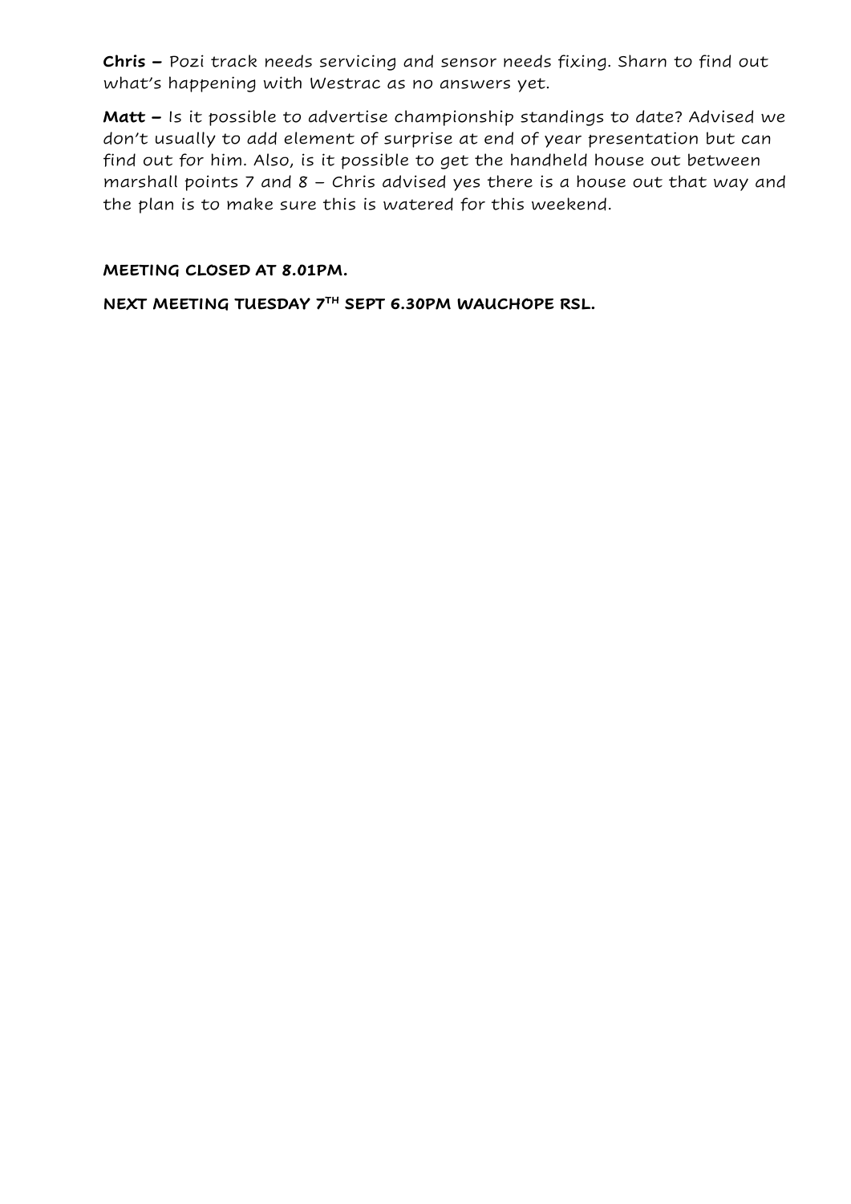**Chris –** Pozi track needs servicing and sensor needs fixing. Sharn to find out what's happening with Westrac as no answers yet.

**Matt –** Is it possible to advertise championship standings to date? Advised we don't usually to add element of surprise at end of year presentation but can find out for him. Also, is it possible to get the handheld house out between marshall points 7 and 8 – Chris advised yes there is a house out that way and the plan is to make sure this is watered for this weekend.

**MEETING CLOSED AT 8.01PM.**

**NEXT MEETING TUESDAY 7TH SEPT 6.30PM WAUCHOPE RSL.**